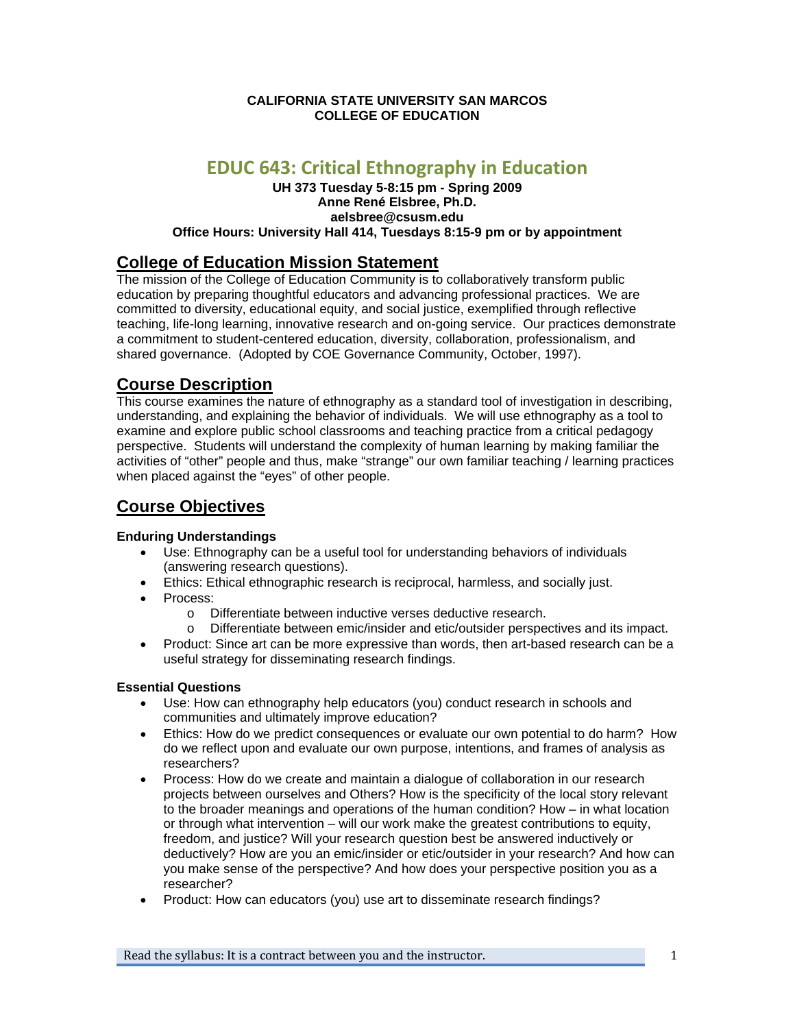**CALIFORNIA STATE UNIVERSITY SAN MARCOS**
**COLLEGE OF EDUCATION**

# EDUC 643: Critical Ethnography in Education

**UH 373 Tuesday 5-8:15 pm - Spring 2009**
**Anne René Elsbree, Ph.D.**
**aelsbree@csusm.edu**
**Office Hours: University Hall 414, Tuesdays 8:15-9 pm or by appointment**

## College of Education Mission Statement

The mission of the College of Education Community is to collaboratively transform public education by preparing thoughtful educators and advancing professional practices. We are committed to diversity, educational equity, and social justice, exemplified through reflective teaching, life-long learning, innovative research and on-going service. Our practices demonstrate a commitment to student-centered education, diversity, collaboration, professionalism, and shared governance. (Adopted by COE Governance Community, October, 1997).

## Course Description

This course examines the nature of ethnography as a standard tool of investigation in describing, understanding, and explaining the behavior of individuals. We will use ethnography as a tool to examine and explore public school classrooms and teaching practice from a critical pedagogy perspective. Students will understand the complexity of human learning by making familiar the activities of "other" people and thus, make "strange" our own familiar teaching / learning practices when placed against the "eyes" of other people.

## Course Objectives

### Enduring Understandings

- Use: Ethnography can be a useful tool for understanding behaviors of individuals (answering research questions).
- Ethics: Ethical ethnographic research is reciprocal, harmless, and socially just.
- Process:
  - Differentiate between inductive verses deductive research.
  - Differentiate between emic/insider and etic/outsider perspectives and its impact.
- Product: Since art can be more expressive than words, then art-based research can be a useful strategy for disseminating research findings.

### Essential Questions

- Use: How can ethnography help educators (you) conduct research in schools and communities and ultimately improve education?
- Ethics: How do we predict consequences or evaluate our own potential to do harm? How do we reflect upon and evaluate our own purpose, intentions, and frames of analysis as researchers?
- Process: How do we create and maintain a dialogue of collaboration in our research projects between ourselves and Others? How is the specificity of the local story relevant to the broader meanings and operations of the human condition? How – in what location or through what intervention – will our work make the greatest contributions to equity, freedom, and justice? Will your research question best be answered inductively or deductively? How are you an emic/insider or etic/outsider in your research? And how can you make sense of the perspective? And how does your perspective position you as a researcher?
- Product: How can educators (you) use art to disseminate research findings?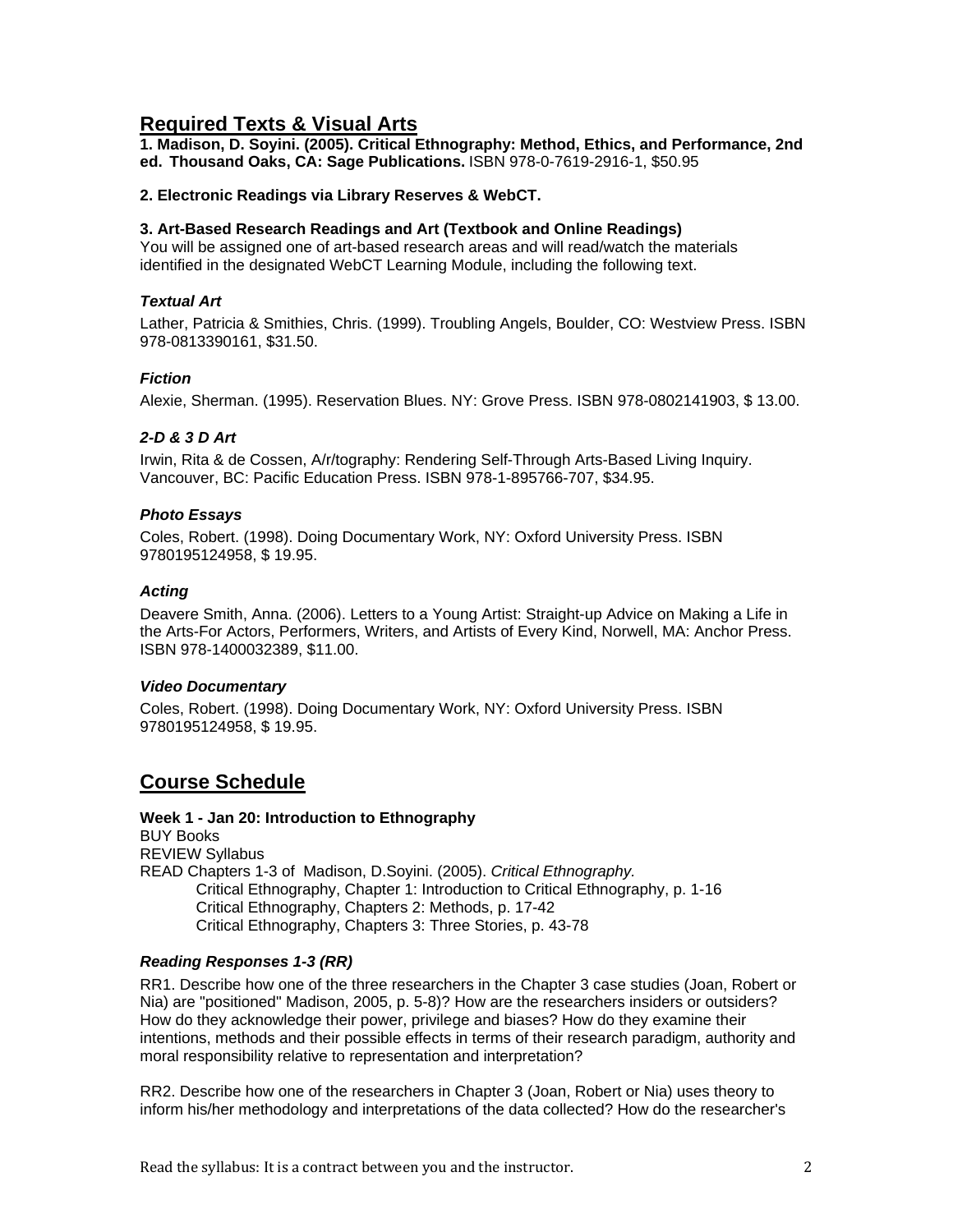## Required Texts & Visual Arts

**1. Madison, D. Soyini. (2005). Critical Ethnography: Method, Ethics, and Performance, 2nd ed. Thousand Oaks, CA: Sage Publications.** ISBN 978-0-7619-2916-1, $50.95

**2. Electronic Readings via Library Reserves & WebCT.**

**3. Art-Based Research Readings and Art (Textbook and Online Readings)**
You will be assigned one of art-based research areas and will read/watch the materials identified in the designated WebCT Learning Module, including the following text.

### *Textual Art*

Lather, Patricia & Smithies, Chris. (1999). Troubling Angels, Boulder, CO: Westview Press. ISBN 978-0813390161, $31.50.

### *Fiction*

Alexie, Sherman. (1995). Reservation Blues. NY: Grove Press. ISBN 978-0802141903, $ 13.00.

### *2-D & 3 D Art*

Irwin, Rita & de Cossen, A/r/tography: Rendering Self-Through Arts-Based Living Inquiry. Vancouver, BC: Pacific Education Press. ISBN 978-1-895766-707, $34.95.

### *Photo Essays*

Coles, Robert. (1998). Doing Documentary Work, NY: Oxford University Press. ISBN 9780195124958, $ 19.95.

### *Acting*

Deavere Smith, Anna. (2006). Letters to a Young Artist: Straight-up Advice on Making a Life in the Arts-For Actors, Performers, Writers, and Artists of Every Kind, Norwell, MA: Anchor Press. ISBN 978-1400032389, $11.00.

### *Video Documentary*

Coles, Robert. (1998). Doing Documentary Work, NY: Oxford University Press. ISBN 9780195124958, $ 19.95.

## Course Schedule

**Week 1 - Jan 20: Introduction to Ethnography**
BUY Books
REVIEW Syllabus
READ Chapters 1-3 of Madison, D.Soyini. (2005). *Critical Ethnography.*
- Critical Ethnography, Chapter 1: Introduction to Critical Ethnography, p. 1-16
- Critical Ethnography, Chapters 2: Methods, p. 17-42
- Critical Ethnography, Chapters 3: Three Stories, p. 43-78

### *Reading Responses 1-3 (RR)*

RR1. Describe how one of the three researchers in the Chapter 3 case studies (Joan, Robert or Nia) are "positioned" Madison, 2005, p. 5-8)? How are the researchers insiders or outsiders? How do they acknowledge their power, privilege and biases? How do they examine their intentions, methods and their possible effects in terms of their research paradigm, authority and moral responsibility relative to representation and interpretation?

RR2. Describe how one of the researchers in Chapter 3 (Joan, Robert or Nia) uses theory to inform his/her methodology and interpretations of the data collected? How do the researcher's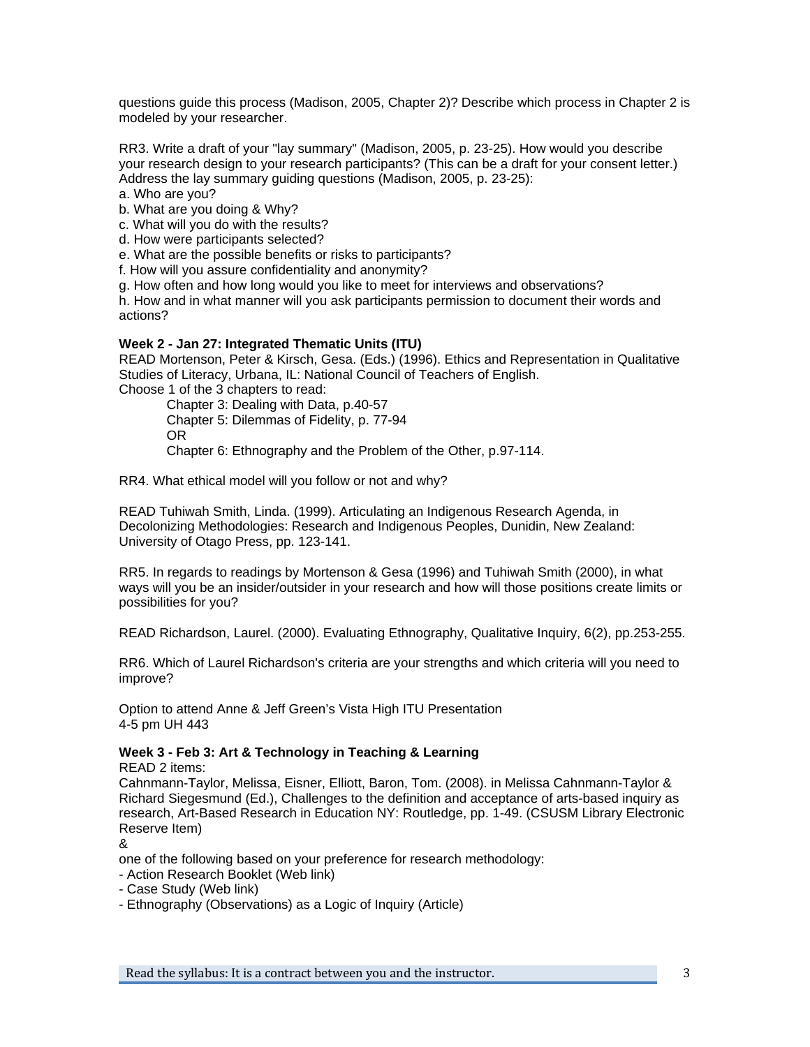questions guide this process (Madison, 2005, Chapter 2)? Describe which process in Chapter 2 is modeled by your researcher.

RR3. Write a draft of your "lay summary" (Madison, 2005, p. 23-25). How would you describe your research design to your research participants? (This can be a draft for your consent letter.) Address the lay summary guiding questions (Madison, 2005, p. 23-25):

a. Who are you?
b. What are you doing & Why?
c. What will you do with the results?
d. How were participants selected?
e. What are the possible benefits or risks to participants?
f. How will you assure confidentiality and anonymity?
g. How often and how long would you like to meet for interviews and observations?
h. How and in what manner will you ask participants permission to document their words and actions?

**Week 2 - Jan 27: Integrated Thematic Units (ITU)**

READ Mortenson, Peter & Kirsch, Gesa. (Eds.) (1996). Ethics and Representation in Qualitative Studies of Literacy, Urbana, IL: National Council of Teachers of English.

Choose 1 of the 3 chapters to read:

Chapter 3: Dealing with Data, p.40-57
Chapter 5: Dilemmas of Fidelity, p. 77-94
OR
Chapter 6: Ethnography and the Problem of the Other, p.97-114.

RR4. What ethical model will you follow or not and why?

READ Tuhiwah Smith, Linda. (1999). Articulating an Indigenous Research Agenda, in Decolonizing Methodologies: Research and Indigenous Peoples, Dunidin, New Zealand: University of Otago Press, pp. 123-141.

RR5. In regards to readings by Mortenson & Gesa (1996) and Tuhiwah Smith (2000), in what ways will you be an insider/outsider in your research and how will those positions create limits or possibilities for you?

READ Richardson, Laurel. (2000). Evaluating Ethnography, Qualitative Inquiry, 6(2), pp.253-255.

RR6. Which of Laurel Richardson's criteria are your strengths and which criteria will you need to improve?

Option to attend Anne & Jeff Green's Vista High ITU Presentation
4-5 pm UH 443

**Week 3 - Feb 3: Art & Technology in Teaching & Learning**

READ 2 items:

Cahnmann-Taylor, Melissa, Eisner, Elliott, Baron, Tom. (2008). in Melissa Cahnmann-Taylor & Richard Siegesmund (Ed.), Challenges to the definition and acceptance of arts-based inquiry as research, Art-Based Research in Education NY: Routledge, pp. 1-49. (CSUSM Library Electronic Reserve Item)

&

one of the following based on your preference for research methodology:

- Action Research Booklet (Web link)
- Case Study (Web link)
- Ethnography (Observations) as a Logic of Inquiry (Article)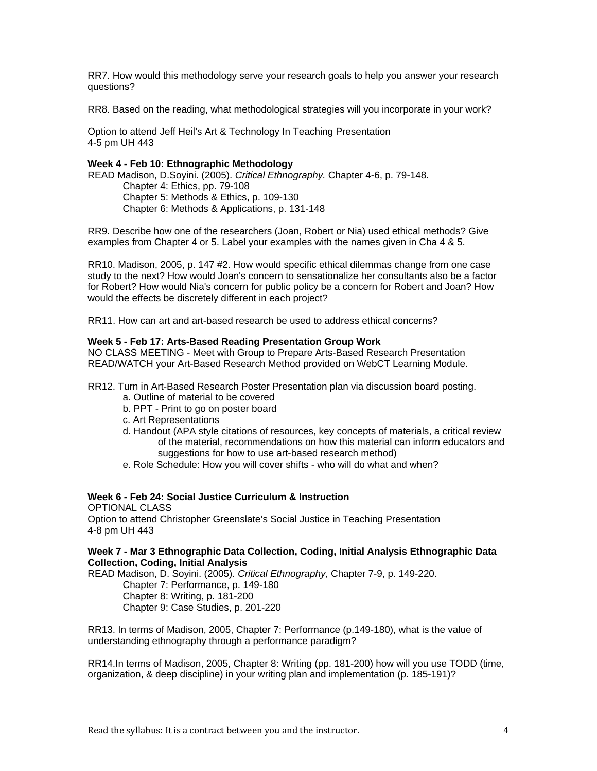RR7. How would this methodology serve your research goals to help you answer your research questions?

RR8. Based on the reading, what methodological strategies will you incorporate in your work?

Option to attend Jeff Heil's Art & Technology In Teaching Presentation
4-5 pm UH 443

**Week 4 - Feb 10: Ethnographic Methodology**
READ Madison, D.Soyini. (2005). *Critical Ethnography.* Chapter 4-6, p. 79-148.

- Chapter 4: Ethics, pp. 79-108
- Chapter 5: Methods & Ethics, p. 109-130
- Chapter 6: Methods & Applications, p. 131-148

RR9. Describe how one of the researchers (Joan, Robert or Nia) used ethical methods? Give examples from Chapter 4 or 5. Label your examples with the names given in Cha 4 & 5.

RR10. Madison, 2005, p. 147 #2. How would specific ethical dilemmas change from one case study to the next? How would Joan's concern to sensationalize her consultants also be a factor for Robert? How would Nia's concern for public policy be a concern for Robert and Joan? How would the effects be discretely different in each project?

RR11. How can art and art-based research be used to address ethical concerns?

**Week 5 - Feb 17: Arts-Based Reading Presentation Group Work**
NO CLASS MEETING - Meet with Group to Prepare Arts-Based Research Presentation
READ/WATCH your Art-Based Research Method provided on WebCT Learning Module.

RR12. Turn in Art-Based Research Poster Presentation plan via discussion board posting.

- a. Outline of material to be covered
- b. PPT - Print to go on poster board
- c. Art Representations
- d. Handout (APA style citations of resources, key concepts of materials, a critical review of the material, recommendations on how this material can inform educators and suggestions for how to use art-based research method)
- e. Role Schedule: How you will cover shifts - who will do what and when?

**Week 6 - Feb 24: Social Justice Curriculum & Instruction**
OPTIONAL CLASS
Option to attend Christopher Greenslate's Social Justice in Teaching Presentation
4-8 pm UH 443

**Week 7 - Mar 3 Ethnographic Data Collection, Coding, Initial Analysis Ethnographic Data Collection, Coding, Initial Analysis**
READ Madison, D. Soyini. (2005). *Critical Ethnography,* Chapter 7-9, p. 149-220.

- Chapter 7: Performance, p. 149-180
- Chapter 8: Writing, p. 181-200
- Chapter 9: Case Studies, p. 201-220

RR13. In terms of Madison, 2005, Chapter 7: Performance (p.149-180), what is the value of understanding ethnography through a performance paradigm?

RR14.In terms of Madison, 2005, Chapter 8: Writing (pp. 181-200) how will you use TODD (time, organization, & deep discipline) in your writing plan and implementation (p. 185-191)?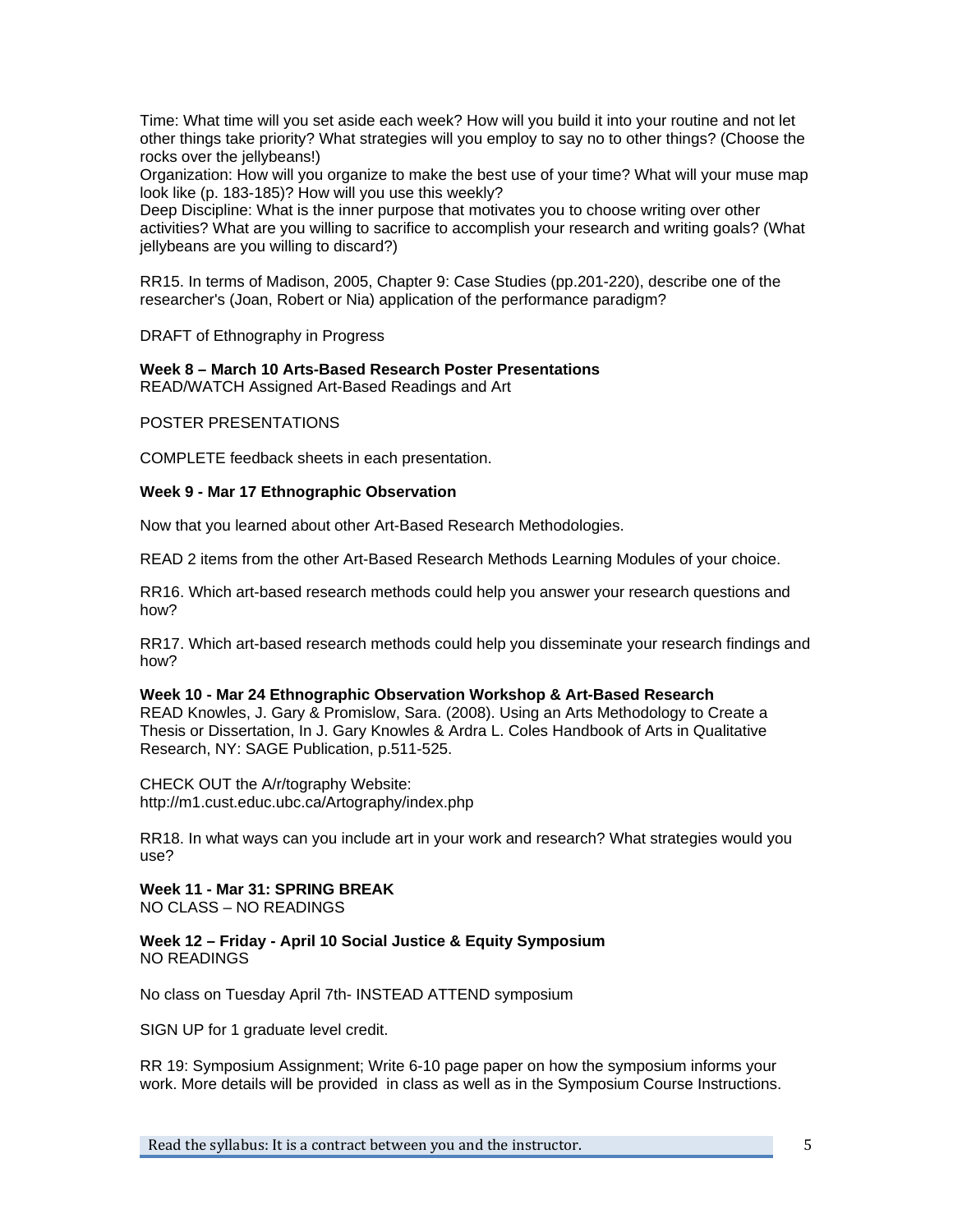Time: What time will you set aside each week? How will you build it into your routine and not let other things take priority? What strategies will you employ to say no to other things? (Choose the rocks over the jellybeans!)
Organization: How will you organize to make the best use of your time? What will your muse map look like (p. 183-185)? How will you use this weekly?
Deep Discipline: What is the inner purpose that motivates you to choose writing over other activities? What are you willing to sacrifice to accomplish your research and writing goals? (What jellybeans are you willing to discard?)

RR15. In terms of Madison, 2005, Chapter 9: Case Studies (pp.201-220), describe one of the researcher's (Joan, Robert or Nia) application of the performance paradigm?

DRAFT of Ethnography in Progress

**Week 8 – March 10 Arts-Based Research Poster Presentations**
READ/WATCH Assigned Art-Based Readings and Art

POSTER PRESENTATIONS

COMPLETE feedback sheets in each presentation.

**Week 9 - Mar 17 Ethnographic Observation**

Now that you learned about other Art-Based Research Methodologies.

READ 2 items from the other Art-Based Research Methods Learning Modules of your choice.

RR16. Which art-based research methods could help you answer your research questions and how?

RR17. Which art-based research methods could help you disseminate your research findings and how?

**Week 10 - Mar 24 Ethnographic Observation Workshop & Art-Based Research**
READ Knowles, J. Gary & Promislow, Sara. (2008). Using an Arts Methodology to Create a Thesis or Dissertation, In J. Gary Knowles & Ardra L. Coles Handbook of Arts in Qualitative Research, NY: SAGE Publication, p.511-525.

CHECK OUT the A/r/tography Website:
http://m1.cust.educ.ubc.ca/Artography/index.php

RR18. In what ways can you include art in your work and research? What strategies would you use?

**Week 11 - Mar 31: SPRING BREAK**
NO CLASS – NO READINGS

**Week 12 – Friday - April 10 Social Justice & Equity Symposium**
NO READINGS

No class on Tuesday April 7th- INSTEAD ATTEND symposium

SIGN UP for 1 graduate level credit.

RR 19: Symposium Assignment; Write 6-10 page paper on how the symposium informs your work. More details will be provided in class as well as in the Symposium Course Instructions.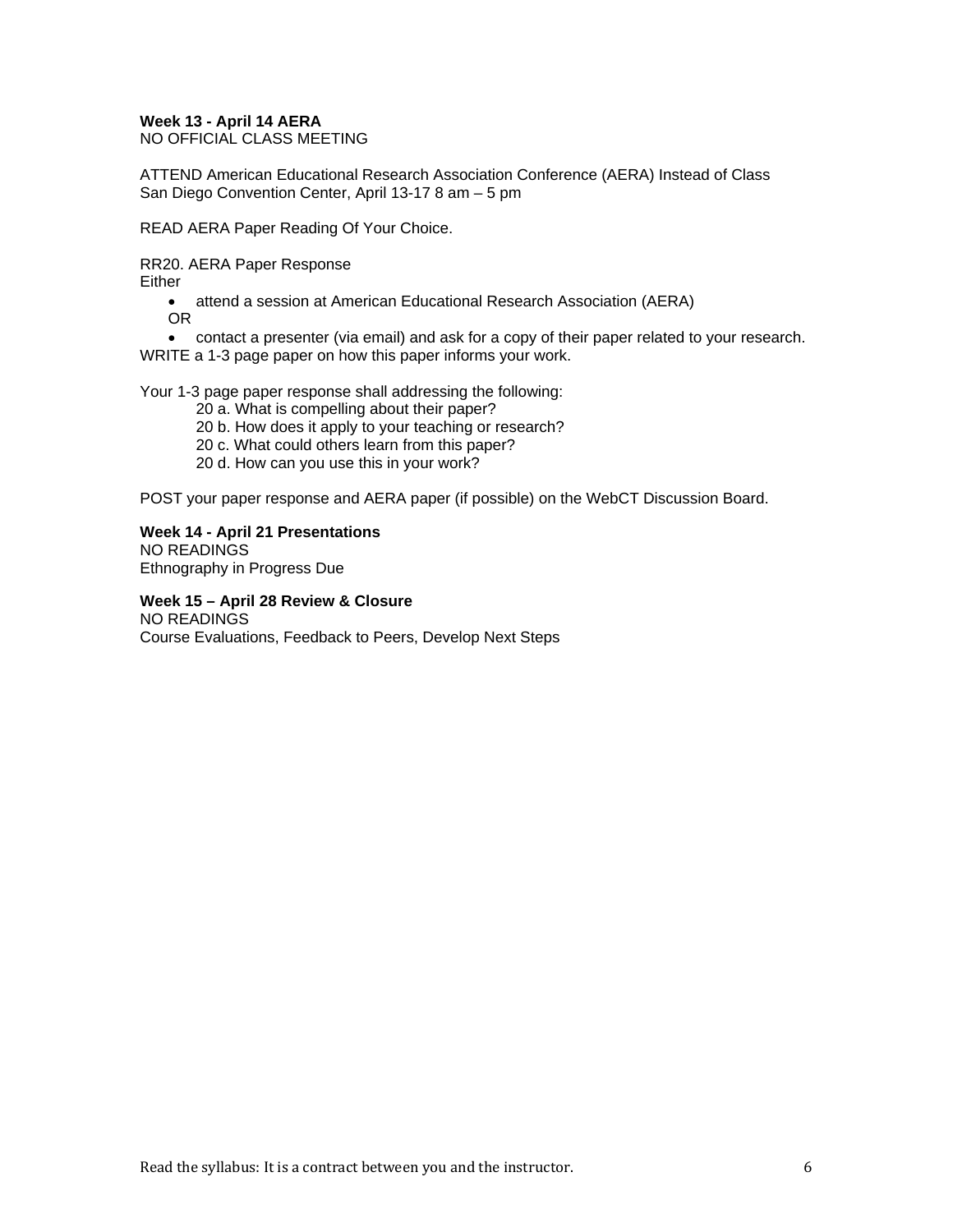**Week 13 - April 14 AERA**
NO OFFICIAL CLASS MEETING

ATTEND American Educational Research Association Conference (AERA) Instead of Class
San Diego Convention Center, April 13-17 8 am – 5 pm

READ AERA Paper Reading Of Your Choice.

RR20. AERA Paper Response
Either

- attend a session at American Educational Research Association (AERA)
  OR
- contact a presenter (via email) and ask for a copy of their paper related to your research.

WRITE a 1-3 page paper on how this paper informs your work.

Your 1-3 page paper response shall addressing the following:

20 a. What is compelling about their paper?
20 b. How does it apply to your teaching or research?
20 c. What could others learn from this paper?
20 d. How can you use this in your work?

POST your paper response and AERA paper (if possible) on the WebCT Discussion Board.

**Week 14 - April 21 Presentations**
NO READINGS
Ethnography in Progress Due

**Week 15 – April 28 Review & Closure**
NO READINGS
Course Evaluations, Feedback to Peers, Develop Next Steps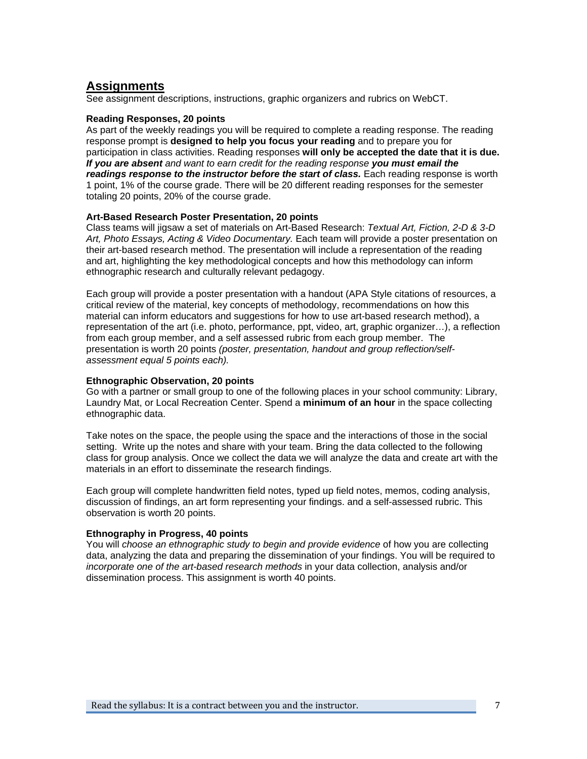## Assignments

See assignment descriptions, instructions, graphic organizers and rubrics on WebCT.

**Reading Responses, 20 points**

As part of the weekly readings you will be required to complete a reading response. The reading response prompt is **designed to help you focus your reading** and to prepare you for participation in class activities. Reading responses **will only be accepted the date that it is due.** ***If you are absent*** *and want to earn credit for the reading response* ***you must email the readings response to the instructor before the start of class.*** Each reading response is worth 1 point, 1% of the course grade. There will be 20 different reading responses for the semester totaling 20 points, 20% of the course grade.

**Art-Based Research Poster Presentation, 20 points**

Class teams will jigsaw a set of materials on Art-Based Research: *Textual Art, Fiction, 2-D & 3-D Art, Photo Essays, Acting & Video Documentary.* Each team will provide a poster presentation on their art-based research method. The presentation will include a representation of the reading and art, highlighting the key methodological concepts and how this methodology can inform ethnographic research and culturally relevant pedagogy.

Each group will provide a poster presentation with a handout (APA Style citations of resources, a critical review of the material, key concepts of methodology, recommendations on how this material can inform educators and suggestions for how to use art-based research method), a representation of the art (i.e. photo, performance, ppt, video, art, graphic organizer…), a reflection from each group member, and a self assessed rubric from each group member. The presentation is worth 20 points *(poster, presentation, handout and group reflection/self-assessment equal 5 points each).*

**Ethnographic Observation, 20 points**

Go with a partner or small group to one of the following places in your school community: Library, Laundry Mat, or Local Recreation Center. Spend a **minimum of an hour** in the space collecting ethnographic data.

Take notes on the space, the people using the space and the interactions of those in the social setting. Write up the notes and share with your team. Bring the data collected to the following class for group analysis. Once we collect the data we will analyze the data and create art with the materials in an effort to disseminate the research findings.

Each group will complete handwritten field notes, typed up field notes, memos, coding analysis, discussion of findings, an art form representing your findings. and a self-assessed rubric. This observation is worth 20 points.

**Ethnography in Progress, 40 points**

You will *choose an ethnographic study to begin and provide evidence* of how you are collecting data, analyzing the data and preparing the dissemination of your findings. You will be required to *incorporate one of the art-based research methods* in your data collection, analysis and/or dissemination process. This assignment is worth 40 points.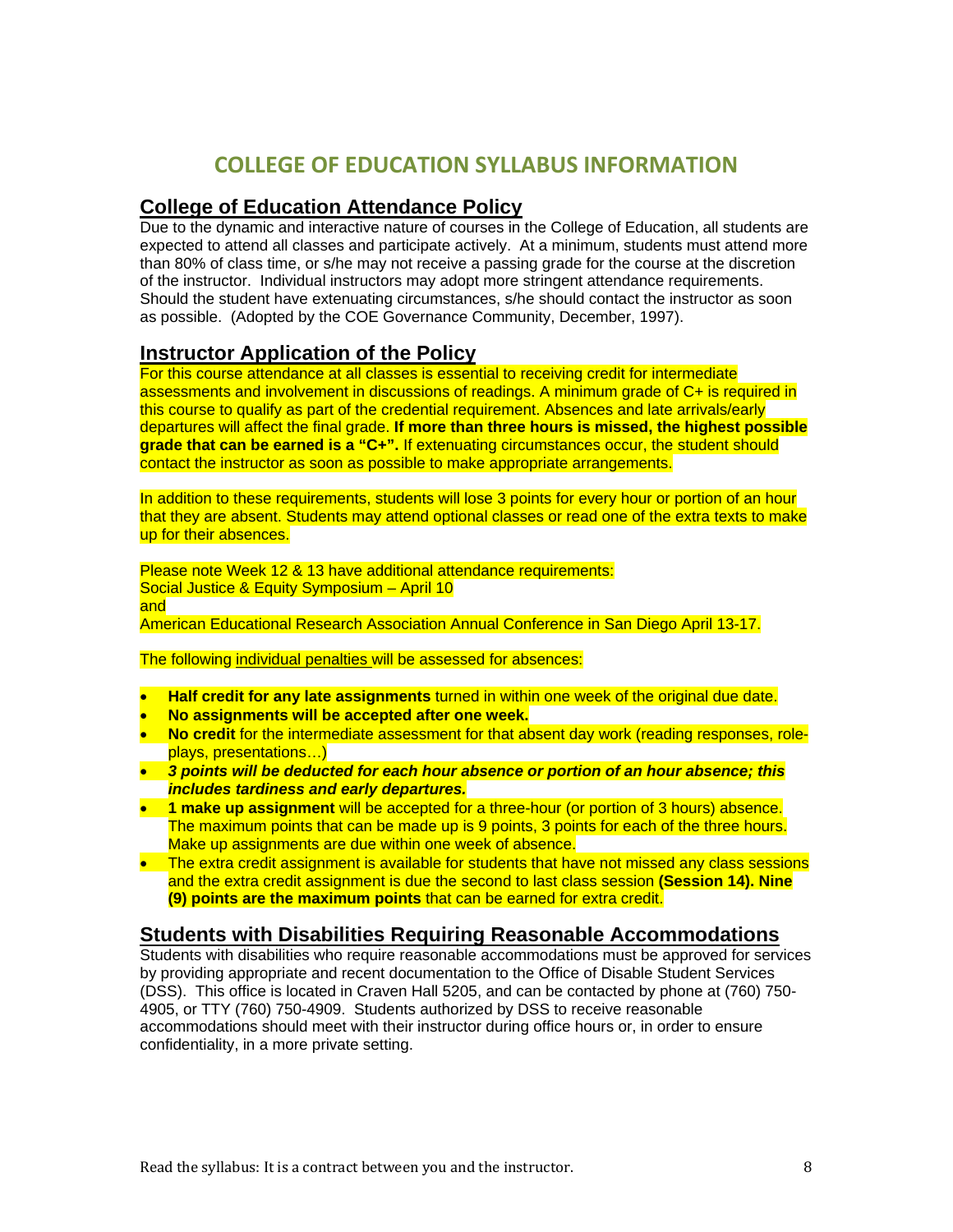# COLLEGE OF EDUCATION SYLLABUS INFORMATION

## College of Education Attendance Policy

Due to the dynamic and interactive nature of courses in the College of Education, all students are expected to attend all classes and participate actively. At a minimum, students must attend more than 80% of class time, or s/he may not receive a passing grade for the course at the discretion of the instructor. Individual instructors may adopt more stringent attendance requirements. Should the student have extenuating circumstances, s/he should contact the instructor as soon as possible. (Adopted by the COE Governance Community, December, 1997).

## Instructor Application of the Policy

For this course attendance at all classes is essential to receiving credit for intermediate assessments and involvement in discussions of readings. A minimum grade of C+ is required in this course to qualify as part of the credential requirement. Absences and late arrivals/early departures will affect the final grade. **If more than three hours is missed, the highest possible grade that can be earned is a "C+".** If extenuating circumstances occur, the student should contact the instructor as soon as possible to make appropriate arrangements.

In addition to these requirements, students will lose 3 points for every hour or portion of an hour that they are absent. Students may attend optional classes or read one of the extra texts to make up for their absences.

Please note Week 12 & 13 have additional attendance requirements:
Social Justice & Equity Symposium – April 10
and
American Educational Research Association Annual Conference in San Diego April 13-17.

The following individual penalties will be assessed for absences:

- **Half credit for any late assignments** turned in within one week of the original due date.
- **No assignments will be accepted after one week.**
- **No credit** for the intermediate assessment for that absent day work (reading responses, role-plays, presentations…)
- ***3 points will be deducted for each hour absence or portion of an hour absence; this includes tardiness and early departures.***
- **1 make up assignment** will be accepted for a three-hour (or portion of 3 hours) absence. The maximum points that can be made up is 9 points, 3 points for each of the three hours. Make up assignments are due within one week of absence.
- The extra credit assignment is available for students that have not missed any class sessions and the extra credit assignment is due the second to last class session **(Session 14). Nine (9) points are the maximum points** that can be earned for extra credit.

## Students with Disabilities Requiring Reasonable Accommodations

Students with disabilities who require reasonable accommodations must be approved for services by providing appropriate and recent documentation to the Office of Disable Student Services (DSS). This office is located in Craven Hall 5205, and can be contacted by phone at (760) 750-4905, or TTY (760) 750-4909. Students authorized by DSS to receive reasonable accommodations should meet with their instructor during office hours or, in order to ensure confidentiality, in a more private setting.

Read the syllabus: It is a contract between you and the instructor.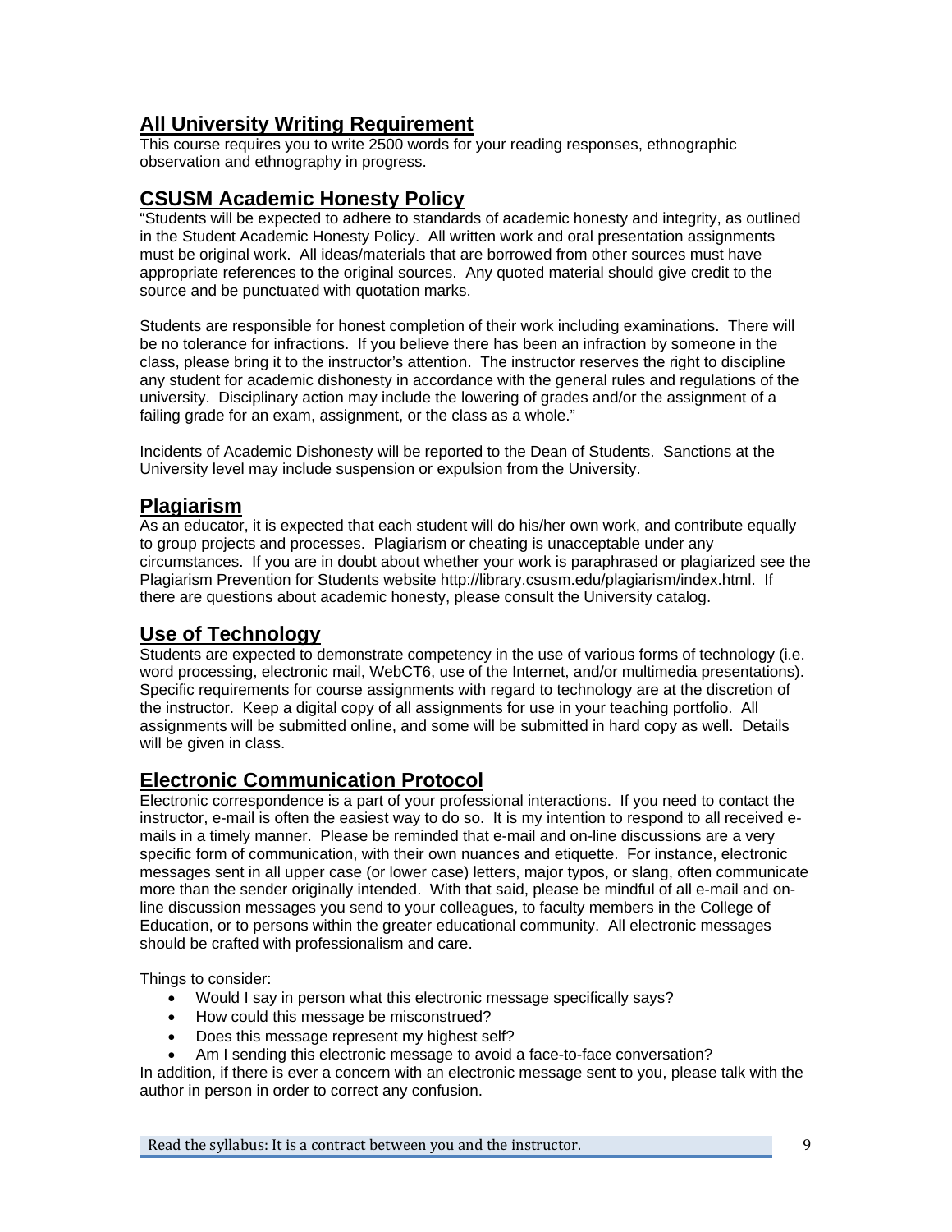## All University Writing Requirement

This course requires you to write 2500 words for your reading responses, ethnographic observation and ethnography in progress.

## CSUSM Academic Honesty Policy

"Students will be expected to adhere to standards of academic honesty and integrity, as outlined in the Student Academic Honesty Policy. All written work and oral presentation assignments must be original work. All ideas/materials that are borrowed from other sources must have appropriate references to the original sources. Any quoted material should give credit to the source and be punctuated with quotation marks.

Students are responsible for honest completion of their work including examinations. There will be no tolerance for infractions. If you believe there has been an infraction by someone in the class, please bring it to the instructor's attention. The instructor reserves the right to discipline any student for academic dishonesty in accordance with the general rules and regulations of the university. Disciplinary action may include the lowering of grades and/or the assignment of a failing grade for an exam, assignment, or the class as a whole."

Incidents of Academic Dishonesty will be reported to the Dean of Students. Sanctions at the University level may include suspension or expulsion from the University.

## Plagiarism

As an educator, it is expected that each student will do his/her own work, and contribute equally to group projects and processes. Plagiarism or cheating is unacceptable under any circumstances. If you are in doubt about whether your work is paraphrased or plagiarized see the Plagiarism Prevention for Students website http://library.csusm.edu/plagiarism/index.html. If there are questions about academic honesty, please consult the University catalog.

## Use of Technology

Students are expected to demonstrate competency in the use of various forms of technology (i.e. word processing, electronic mail, WebCT6, use of the Internet, and/or multimedia presentations). Specific requirements for course assignments with regard to technology are at the discretion of the instructor. Keep a digital copy of all assignments for use in your teaching portfolio. All assignments will be submitted online, and some will be submitted in hard copy as well. Details will be given in class.

## Electronic Communication Protocol

Electronic correspondence is a part of your professional interactions. If you need to contact the instructor, e-mail is often the easiest way to do so. It is my intention to respond to all received e-mails in a timely manner. Please be reminded that e-mail and on-line discussions are a very specific form of communication, with their own nuances and etiquette. For instance, electronic messages sent in all upper case (or lower case) letters, major typos, or slang, often communicate more than the sender originally intended. With that said, please be mindful of all e-mail and on-line discussion messages you send to your colleagues, to faculty members in the College of Education, or to persons within the greater educational community. All electronic messages should be crafted with professionalism and care.

Things to consider:

- Would I say in person what this electronic message specifically says?
- How could this message be misconstrued?
- Does this message represent my highest self?
- Am I sending this electronic message to avoid a face-to-face conversation?

In addition, if there is ever a concern with an electronic message sent to you, please talk with the author in person in order to correct any confusion.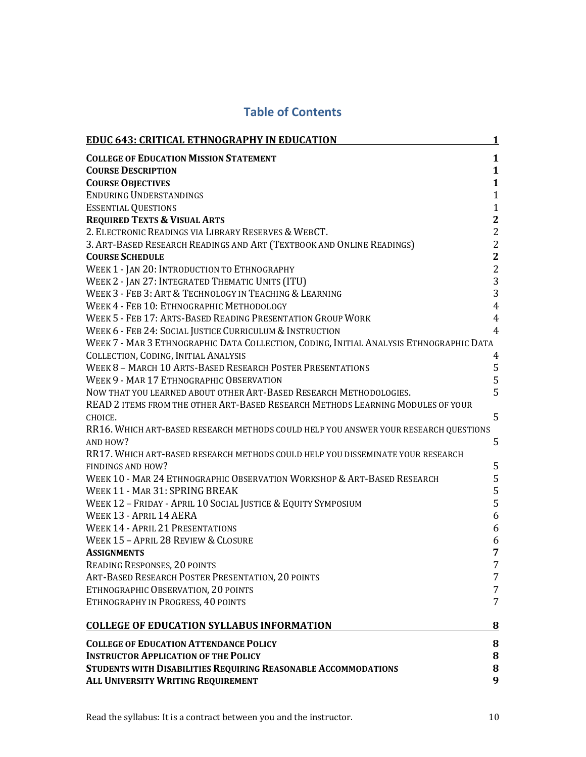# Table of Contents

| | |
|---|---|
| **EDUC 643: CRITICAL ETHNOGRAPHY IN EDUCATION** | **1** |
| **COLLEGE OF EDUCATION MISSION STATEMENT** | **1** |
| **COURSE DESCRIPTION** | **1** |
| **COURSE OBJECTIVES** | **1** |
| ENDURING UNDERSTANDINGS | 1 |
| ESSENTIAL QUESTIONS | 1 |
| **REQUIRED TEXTS & VISUAL ARTS** | **2** |
| 2. ELECTRONIC READINGS VIA LIBRARY RESERVES & WEBCT. | 2 |
| 3. ART-BASED RESEARCH READINGS AND ART (TEXTBOOK AND ONLINE READINGS) | 2 |
| **COURSE SCHEDULE** | **2** |
| WEEK 1 - JAN 20: INTRODUCTION TO ETHNOGRAPHY | 2 |
| WEEK 2 - JAN 27: INTEGRATED THEMATIC UNITS (ITU) | 3 |
| WEEK 3 - FEB 3: ART & TECHNOLOGY IN TEACHING & LEARNING | 3 |
| WEEK 4 - FEB 10: ETHNOGRAPHIC METHODOLOGY | 4 |
| WEEK 5 - FEB 17: ARTS-BASED READING PRESENTATION GROUP WORK | 4 |
| WEEK 6 - FEB 24: SOCIAL JUSTICE CURRICULUM & INSTRUCTION | 4 |
| WEEK 7 - MAR 3 ETHNOGRAPHIC DATA COLLECTION, CODING, INITIAL ANALYSIS ETHNOGRAPHIC DATA COLLECTION, CODING, INITIAL ANALYSIS | 4 |
| WEEK 8 – MARCH 10 ARTS-BASED RESEARCH POSTER PRESENTATIONS | 5 |
| WEEK 9 - MAR 17 ETHNOGRAPHIC OBSERVATION | 5 |
| NOW THAT YOU LEARNED ABOUT OTHER ART-BASED RESEARCH METHODOLOGIES. | 5 |
| READ 2 ITEMS FROM THE OTHER ART-BASED RESEARCH METHODS LEARNING MODULES OF YOUR CHOICE. | 5 |
| RR16. WHICH ART-BASED RESEARCH METHODS COULD HELP YOU ANSWER YOUR RESEARCH QUESTIONS AND HOW? | 5 |
| RR17. WHICH ART-BASED RESEARCH METHODS COULD HELP YOU DISSEMINATE YOUR RESEARCH FINDINGS AND HOW? | 5 |
| WEEK 10 - MAR 24 ETHNOGRAPHIC OBSERVATION WORKSHOP & ART-BASED RESEARCH | 5 |
| WEEK 11 - MAR 31: SPRING BREAK | 5 |
| WEEK 12 – FRIDAY - APRIL 10 SOCIAL JUSTICE & EQUITY SYMPOSIUM | 5 |
| WEEK 13 - APRIL 14 AERA | 6 |
| WEEK 14 - APRIL 21 PRESENTATIONS | 6 |
| WEEK 15 – APRIL 28 REVIEW & CLOSURE | 6 |
| **ASSIGNMENTS** | **7** |
| READING RESPONSES, 20 POINTS | 7 |
| ART-BASED RESEARCH POSTER PRESENTATION, 20 POINTS | 7 |
| ETHNOGRAPHIC OBSERVATION, 20 POINTS | 7 |
| ETHNOGRAPHY IN PROGRESS, 40 POINTS | 7 |
| **COLLEGE OF EDUCATION SYLLABUS INFORMATION** | **8** |
| **COLLEGE OF EDUCATION ATTENDANCE POLICY** | **8** |
| **INSTRUCTOR APPLICATION OF THE POLICY** | **8** |
| **STUDENTS WITH DISABILITIES REQUIRING REASONABLE ACCOMMODATIONS** | **8** |
| **ALL UNIVERSITY WRITING REQUIREMENT** | **9** |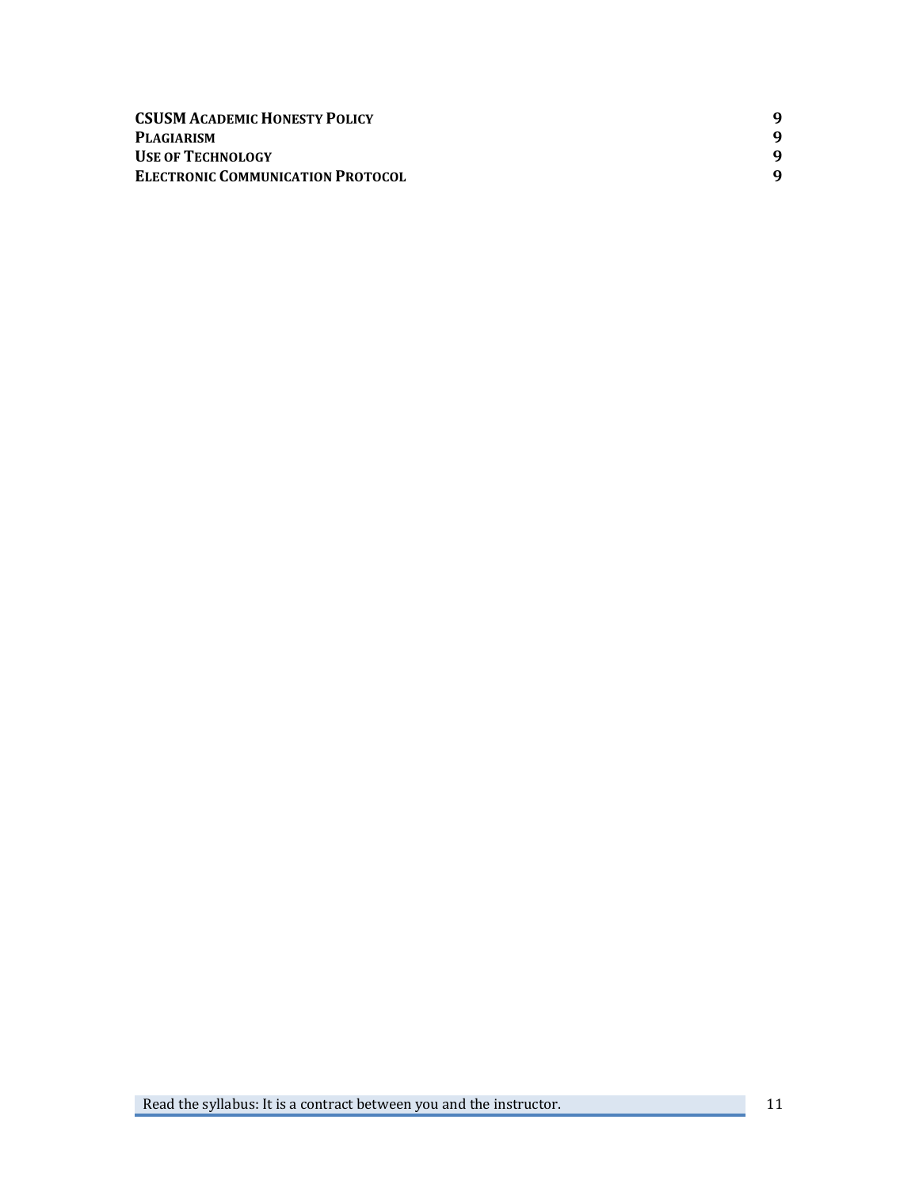| | |
|---|---|
| **CSUSM ACADEMIC HONESTY POLICY** | **9** |
| **PLAGIARISM** | **9** |
| **USE OF TECHNOLOGY** | **9** |
| **ELECTRONIC COMMUNICATION PROTOCOL** | **9** |